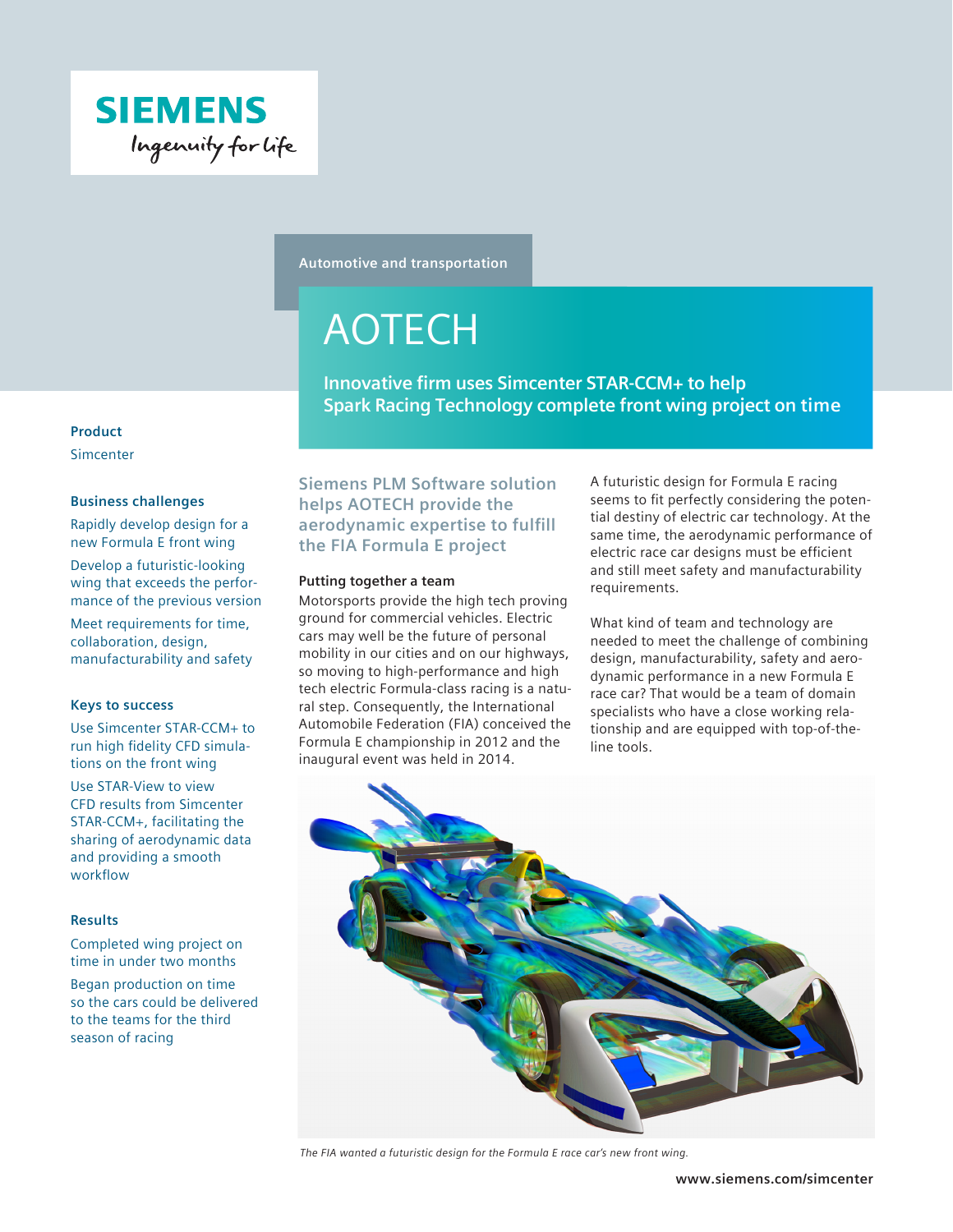SIEMENS

Ingenuity for life

Automotive and transportation

# AOTECH

## Innovative firm uses Simcenter STAR-CCM+ to help Spark Racing Technology complete front wing project on time

### Product

Simcenter

### Business challenges

Rapidly develop design for a new Formula E front wing

Develop a futuristic-looking wing that exceeds the performance of the previous version

Meet requirements for time, collaboration, design, manufacturability and safety

### Keys to success

Use Simcenter STAR-CCM+ to run high fidelity CFD simulations on the front wing

Use STAR-View to view CFD results from Simcenter STAR-CCM+, facilitating the sharing of aerodynamic data and providing a smooth workflow

### Results

Completed wing project on time in under two months

Began production on time so the cars could be delivered to the teams for the third season of racing

## Siemens PLM Software solution helps AOTECH provide the aerodynamic expertise to fulfill the FIA Formula E project

### Putting together a team

Motorsports provide the high tech proving ground for commercial vehicles. Electric cars may well be the future of personal mobility in our cities and on our highways, so moving to high-performance and high tech electric Formula-class racing is a natural step. Consequently, the International Automobile Federation (FIA) conceived the Formula E championship in 2012 and the inaugural event was held in 2014.

A futuristic design for Formula E racing seems to fit perfectly considering the potential destiny of electric car technology. At the same time, the aerodynamic performance of electric race car designs must be efficient and still meet safety and manufacturability requirements.

What kind of team and technology are needed to meet the challenge of combining design, manufacturability, safety and aerodynamic performance in a new Formula E race car? That would be a team of domain specialists who have a close working relationship and are equipped with top-of-the-line tools.

*The FIA wanted a futuristic design for the Formula E race car's new front wing.*

www.siemens.com/simcenter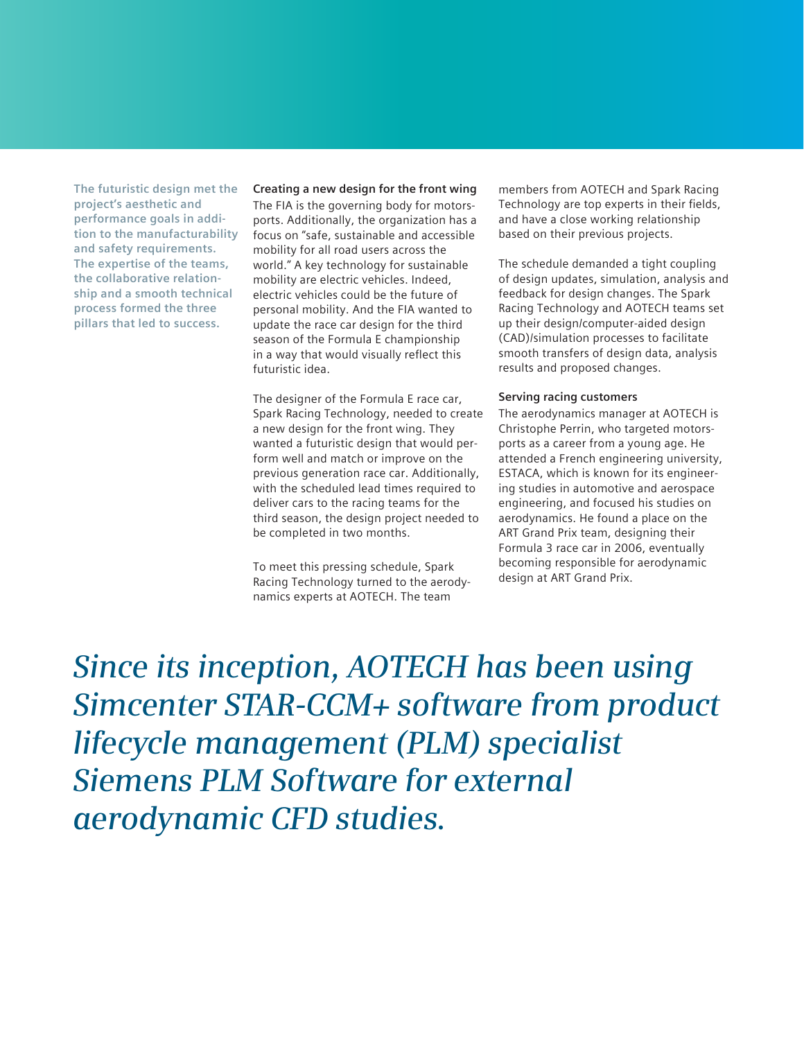**The futuristic design met the project's aesthetic and performance goals in addition to the manufacturability and safety requirements. The expertise of the teams, the collaborative relationship and a smooth technical process formed the three pillars that led to success.**

### Creating a new design for the front wing

The FIA is the governing body for motorsports. Additionally, the organization has a focus on "safe, sustainable and accessible mobility for all road users across the world." A key technology for sustainable mobility are electric vehicles. Indeed, electric vehicles could be the future of personal mobility. And the FIA wanted to update the race car design for the third season of the Formula E championship in a way that would visually reflect this futuristic idea.

The designer of the Formula E race car, Spark Racing Technology, needed to create a new design for the front wing. They wanted a futuristic design that would perform well and match or improve on the previous generation race car. Additionally, with the scheduled lead times required to deliver cars to the racing teams for the third season, the design project needed to be completed in two months.

To meet this pressing schedule, Spark Racing Technology turned to the aerodynamics experts at AOTECH. The team members from AOTECH and Spark Racing Technology are top experts in their fields, and have a close working relationship based on their previous projects.

The schedule demanded a tight coupling of design updates, simulation, analysis and feedback for design changes. The Spark Racing Technology and AOTECH teams set up their design/computer-aided design (CAD)/simulation processes to facilitate smooth transfers of design data, analysis results and proposed changes.

### Serving racing customers

The aerodynamics manager at AOTECH is Christophe Perrin, who targeted motorsports as a career from a young age. He attended a French engineering university, ESTACA, which is known for its engineering studies in automotive and aerospace engineering, and focused his studies on aerodynamics. He found a place on the ART Grand Prix team, designing their Formula 3 race car in 2006, eventually becoming responsible for aerodynamic design at ART Grand Prix.

*Since its inception, AOTECH has been using Simcenter STAR-CCM+ software from product lifecycle management (PLM) specialist Siemens PLM Software for external aerodynamic CFD studies.*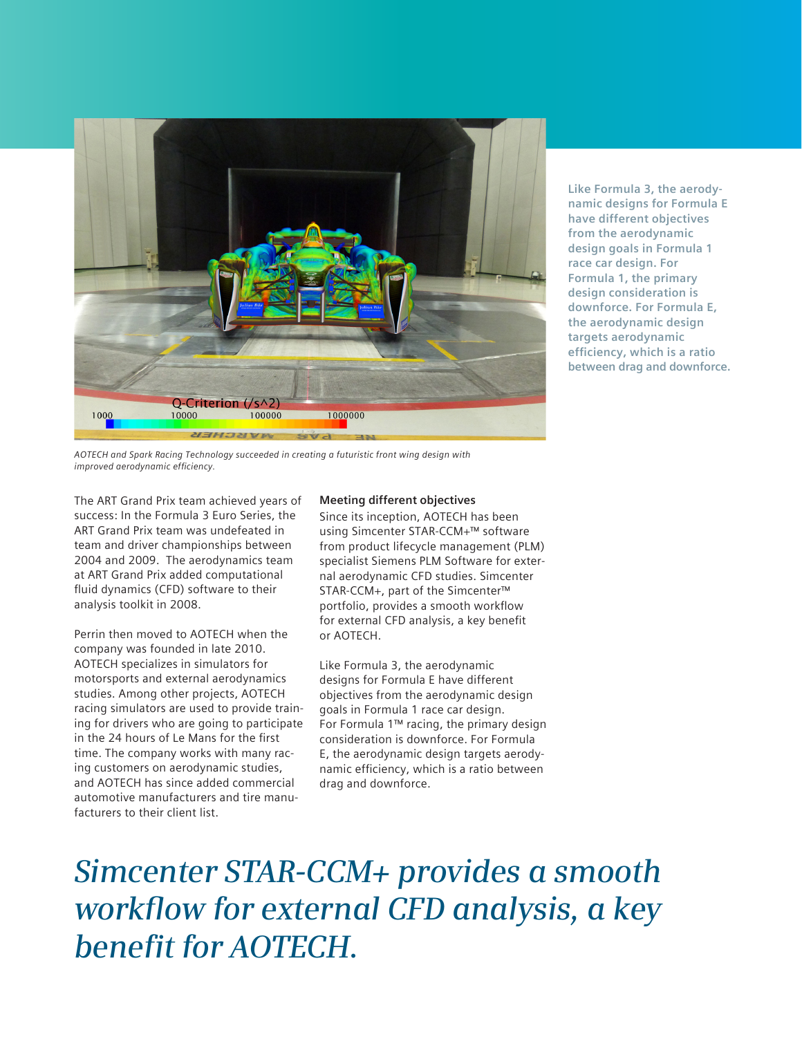Q-Criterion (/s^2)

1000 10000 100000 1000000

*AOTECH and Spark Racing Technology succeeded in creating a futuristic front wing design with improved aerodynamic efficiency.*

**Like Formula 3, the aerodynamic designs for Formula E have different objectives from the aerodynamic design goals in Formula 1 race car design. For Formula 1, the primary design consideration is downforce. For Formula E, the aerodynamic design targets aerodynamic efficiency, which is a ratio between drag and downforce.**

The ART Grand Prix team achieved years of success: In the Formula 3 Euro Series, the ART Grand Prix team was undefeated in team and driver championships between 2004 and 2009. The aerodynamics team at ART Grand Prix added computational fluid dynamics (CFD) software to their analysis toolkit in 2008.

Perrin then moved to AOTECH when the company was founded in late 2010. AOTECH specializes in simulators for motorsports and external aerodynamics studies. Among other projects, AOTECH racing simulators are used to provide training for drivers who are going to participate in the 24 hours of Le Mans for the first time. The company works with many racing customers on aerodynamic studies, and AOTECH has since added commercial automotive manufacturers and tire manufacturers to their client list.

**Meeting different objectives**

Since its inception, AOTECH has been using Simcenter STAR-CCM+™ software from product lifecycle management (PLM) specialist Siemens PLM Software for external aerodynamic CFD studies. Simcenter STAR-CCM+, part of the Simcenter™ portfolio, provides a smooth workflow for external CFD analysis, a key benefit or AOTECH.

Like Formula 3, the aerodynamic designs for Formula E have different objectives from the aerodynamic design goals in Formula 1 race car design. For Formula 1™ racing, the primary design consideration is downforce. For Formula E, the aerodynamic design targets aerodynamic efficiency, which is a ratio between drag and downforce.

*Simcenter STAR-CCM+ provides a smooth workflow for external CFD analysis, a key benefit for AOTECH.*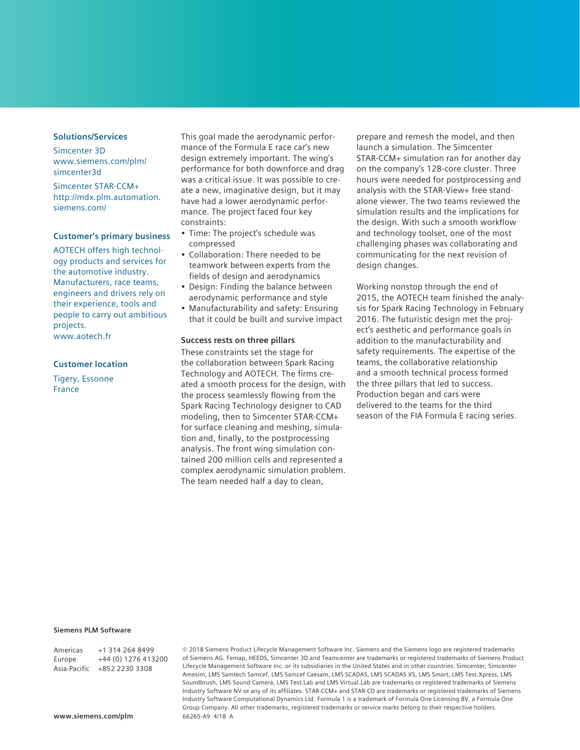### Solutions/Services

Simcenter 3D
www.siemens.com/plm/simcenter3d

Simcenter STAR-CCM+
http://mdx.plm.automation.siemens.com/

### Customer's primary business

AOTECH offers high technology products and services for the automotive industry. Manufacturers, race teams, engineers and drivers rely on their experience, tools and people to carry out ambitious projects.
www.aotech.fr

### Customer location

Tigery, Essonne
France

This goal made the aerodynamic performance of the Formula E race car's new design extremely important. The wing's performance for both downforce and drag was a critical issue. It was possible to create a new, imaginative design, but it may have had a lower aerodynamic performance. The project faced four key constraints:

- Time: The project's schedule was compressed
- Collaboration: There needed to be teamwork between experts from the fields of design and aerodynamics
- Design: Finding the balance between aerodynamic performance and style
- Manufacturability and safety: Ensuring that it could be built and survive impact

**Success rests on three pillars**

These constraints set the stage for the collaboration between Spark Racing Technology and AOTECH. The firms created a smooth process for the design, with the process seamlessly flowing from the Spark Racing Technology designer to CAD modeling, then to Simcenter STAR-CCM+ for surface cleaning and meshing, simulation and, finally, to the postprocessing analysis. The front wing simulation contained 200 million cells and represented a complex aerodynamic simulation problem. The team needed half a day to clean, prepare and remesh the model, and then launch a simulation. The Simcenter STAR-CCM+ simulation ran for another day on the company's 128-core cluster. Three hours were needed for postprocessing and analysis with the STAR-View+ free standalone viewer. The two teams reviewed the simulation results and the implications for the design. With such a smooth workflow and technology toolset, one of the most challenging phases was collaborating and communicating for the next revision of design changes.

Working nonstop through the end of 2015, the AOTECH team finished the analysis for Spark Racing Technology in February 2016. The futuristic design met the project's aesthetic and performance goals in addition to the manufacturability and safety requirements. The expertise of the teams, the collaborative relationship and a smooth technical process formed the three pillars that led to success. Production began and cars were delivered to the teams for the third season of the FIA Formula E racing series.

**Siemens PLM Software**

| | |
|---|---|
| Americas | +1 314 264 8499 |
| Europe | +44 (0) 1276 413200 |
| Asia-Pacific | +852 2230 3308 |

www.siemens.com/plm

© 2018 Siemens Product Lifecycle Management Software Inc. Siemens and the Siemens logo are registered trademarks of Siemens AG. Femap, HEEDS, Simcenter 3D and Teamcenter are trademarks or registered trademarks of Siemens Product Lifecycle Management Software Inc. or its subsidiaries in the United States and in other countries. Simcenter, Simcenter Amesim, LMS Samtech Samcef, LMS Samcef Caesam, LMS SCADAS, LMS SCADAS XS, LMS Smart, LMS Test.Xpress, LMS Soundbrush, LMS Sound Camera, LMS Test.Lab and LMS Virtual.Lab are trademarks or registered trademarks of Siemens Industry Software NV or any of its affiliates. STAR-CCM+ and STAR-CD are trademarks or registered trademarks of Siemens Industry Software Computational Dynamics Ltd. Formula 1 is a trademark of Formula One Licensing BV, a Formula One Group Company. All other trademarks, registered trademarks or service marks belong to their respective holders.
66265-A9 4/18 A